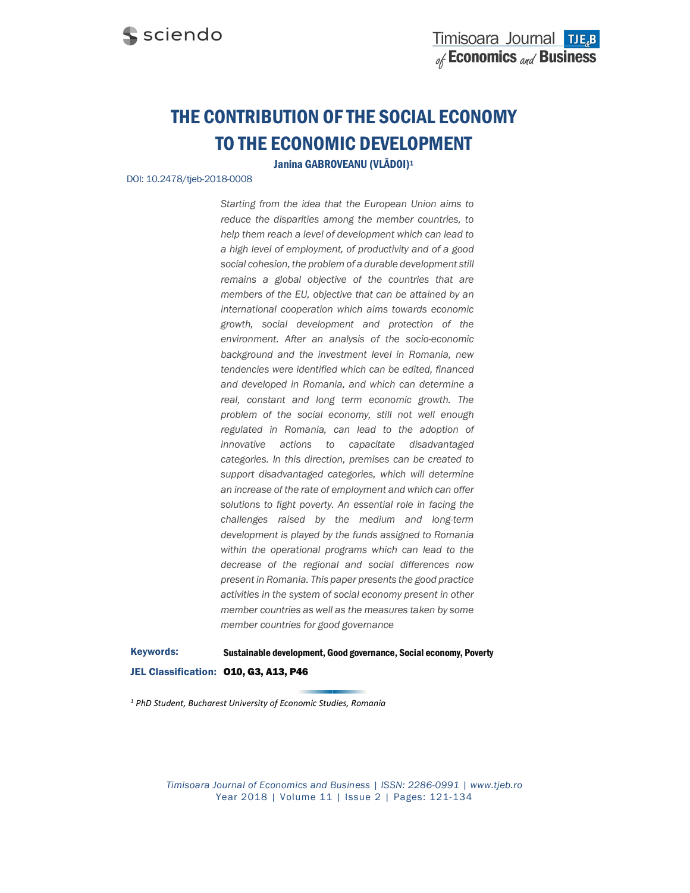# THE CONTRIBUTION OF THE SOCIAL ECONOMY TO THE ECONOMIC DEVELOPMENT

**Janina GABROVEANU (VLĂDOI)[1]**

DOI: 10.2478/tjeb-2018-0008

*Starting from the idea that the European Union aims to reduce the disparities among the member countries, to help them reach a level of development which can lead to a high level of employment, of productivity and of a good social cohesion, the problem of a durable development still remains a global objective of the countries that are members of the EU, objective that can be attained by an international cooperation which aims towards economic growth, social development and protection of the environment. After an analysis of the socio-economic background and the investment level in Romania, new tendencies were identified which can be edited, financed and developed in Romania, and which can determine a real, constant and long term economic growth. The problem of the social economy, still not well enough regulated in Romania, can lead to the adoption of innovative actions to capacitate disadvantaged categories. In this direction, premises can be created to support disadvantaged categories, which will determine an increase of the rate of employment and which can offer solutions to fight poverty. An essential role in facing the challenges raised by the medium and long-term development is played by the funds assigned to Romania within the operational programs which can lead to the decrease of the regional and social differences now present in Romania. This paper presents the good practice activities in the system of social economy present in other member countries as well as the measures taken by some member countries for good governance*

**Keywords:** Sustainable development, Good governance, Social economy, Poverty

**JEL Classification:** O10, G3, A13, P46

[1] *PhD Student, Bucharest University of Economic Studies, Romania*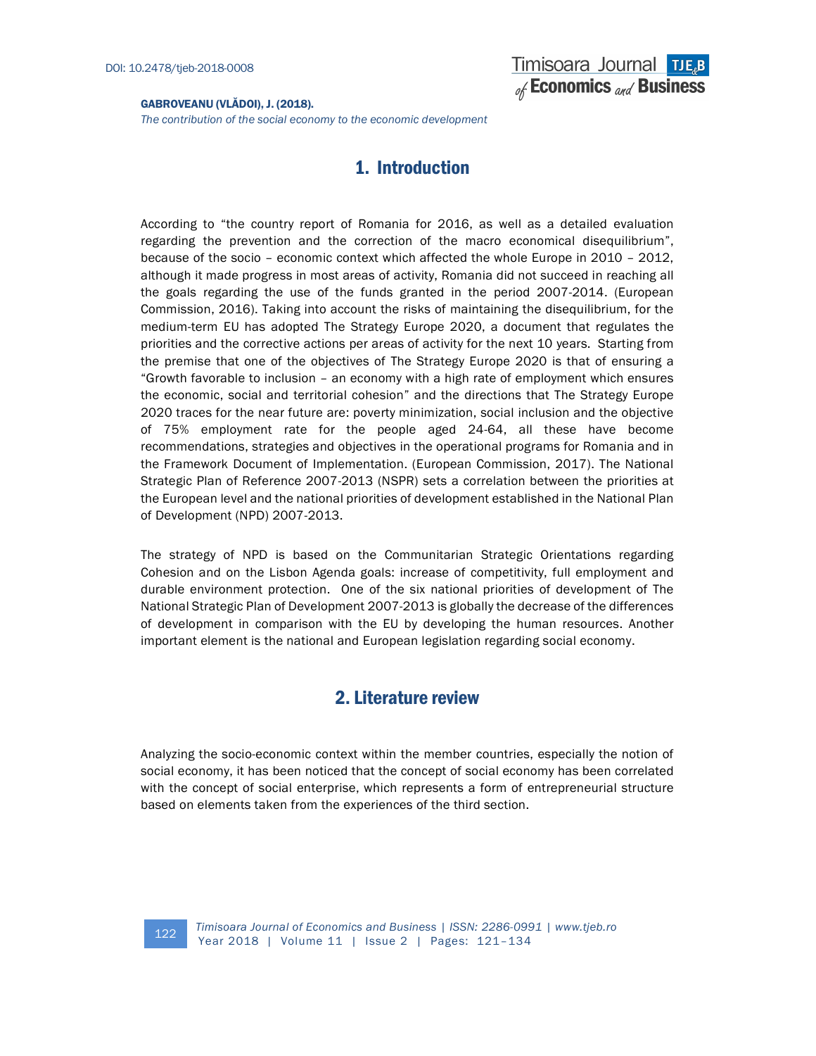## 1. Introduction

According to "the country report of Romania for 2016, as well as a detailed evaluation regarding the prevention and the correction of the macro economical disequilibrium", because of the socio – economic context which affected the whole Europe in 2010 – 2012, although it made progress in most areas of activity, Romania did not succeed in reaching all the goals regarding the use of the funds granted in the period 2007-2014. (European Commission, 2016). Taking into account the risks of maintaining the disequilibrium, for the medium-term EU has adopted The Strategy Europe 2020, a document that regulates the priorities and the corrective actions per areas of activity for the next 10 years. Starting from the premise that one of the objectives of The Strategy Europe 2020 is that of ensuring a "Growth favorable to inclusion – an economy with a high rate of employment which ensures the economic, social and territorial cohesion" and the directions that The Strategy Europe 2020 traces for the near future are: poverty minimization, social inclusion and the objective of 75% employment rate for the people aged 24-64, all these have become recommendations, strategies and objectives in the operational programs for Romania and in the Framework Document of Implementation. (European Commission, 2017). The National Strategic Plan of Reference 2007-2013 (NSPR) sets a correlation between the priorities at the European level and the national priorities of development established in the National Plan of Development (NPD) 2007-2013.

The strategy of NPD is based on the Communitarian Strategic Orientations regarding Cohesion and on the Lisbon Agenda goals: increase of competitivity, full employment and durable environment protection. One of the six national priorities of development of The National Strategic Plan of Development 2007-2013 is globally the decrease of the differences of development in comparison with the EU by developing the human resources. Another important element is the national and European legislation regarding social economy.

## 2. Literature review

Analyzing the socio-economic context within the member countries, especially the notion of social economy, it has been noticed that the concept of social economy has been correlated with the concept of social enterprise, which represents a form of entrepreneurial structure based on elements taken from the experiences of the third section.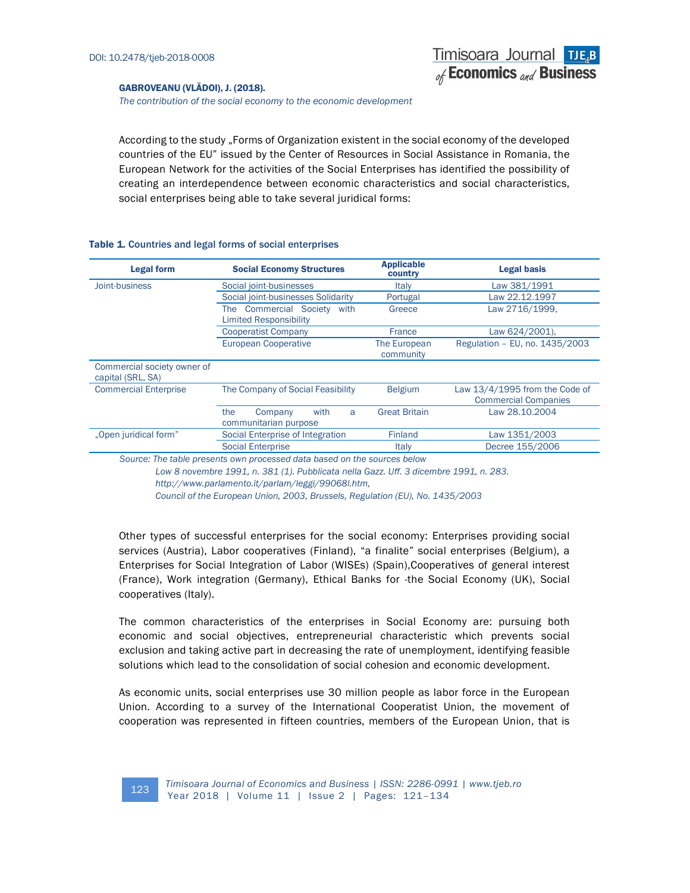According to the study „Forms of Organization existent in the social economy of the developed countries of the EU" issued by the Center of Resources in Social Assistance in Romania, the European Network for the activities of the Social Enterprises has identified the possibility of creating an interdependence between economic characteristics and social characteristics, social enterprises being able to take several juridical forms:

**Table 1.** Countries and legal forms of social enterprises

| Legal form | Social Economy Structures | Applicable country | Legal basis |
|---|---|---|---|
| Joint-business | Social joint-businesses | Italy | Law 381/1991 |
| | Social joint-businesses Solidarity | Portugal | Law 22.12.1997 |
| | The Commercial Society with Limited Responsibility | Greece | Law 2716/1999, |
| | Cooperatist Company | France | Law 624/2001), |
| | European Cooperative | The European community | Regulation – EU, no. 1435/2003 |
| Commercial society owner of capital (SRL, SA) | | | |
| Commercial Enterprise | The Company of Social Feasibility | Belgium | Law 13/4/1995 from the Code of Commercial Companies |
| | the Company with a communitarian purpose | Great Britain | Law 28.10.2004 |
| „Open juridical form" | Social Enterprise of Integration | Finland | Law 1351/2003 |
| | Social Enterprise | Italy | Decree 155/2006 |

*Source: The table presents own processed data based on the sources below*
*Low 8 novembre 1991, n. 381 (1). Pubblicata nella Gazz. Uff. 3 dicembre 1991, n. 283. http://www.parlamento.it/parlam/leggi/99068l.htm,*
*Council of the European Union, 2003, Brussels, Regulation (EU), No. 1435/2003*

Other types of successful enterprises for the social economy: Enterprises providing social services (Austria), Labor cooperatives (Finland), "a finalite" social enterprises (Belgium), a Enterprises for Social Integration of Labor (WISEs) (Spain),Cooperatives of general interest (France), Work integration (Germany), Ethical Banks for -the Social Economy (UK), Social cooperatives (Italy).

The common characteristics of the enterprises in Social Economy are: pursuing both economic and social objectives, entrepreneurial characteristic which prevents social exclusion and taking active part in decreasing the rate of unemployment, identifying feasible solutions which lead to the consolidation of social cohesion and economic development.

As economic units, social enterprises use 30 million people as labor force in the European Union. According to a survey of the International Cooperatist Union, the movement of cooperation was represented in fifteen countries, members of the European Union, that is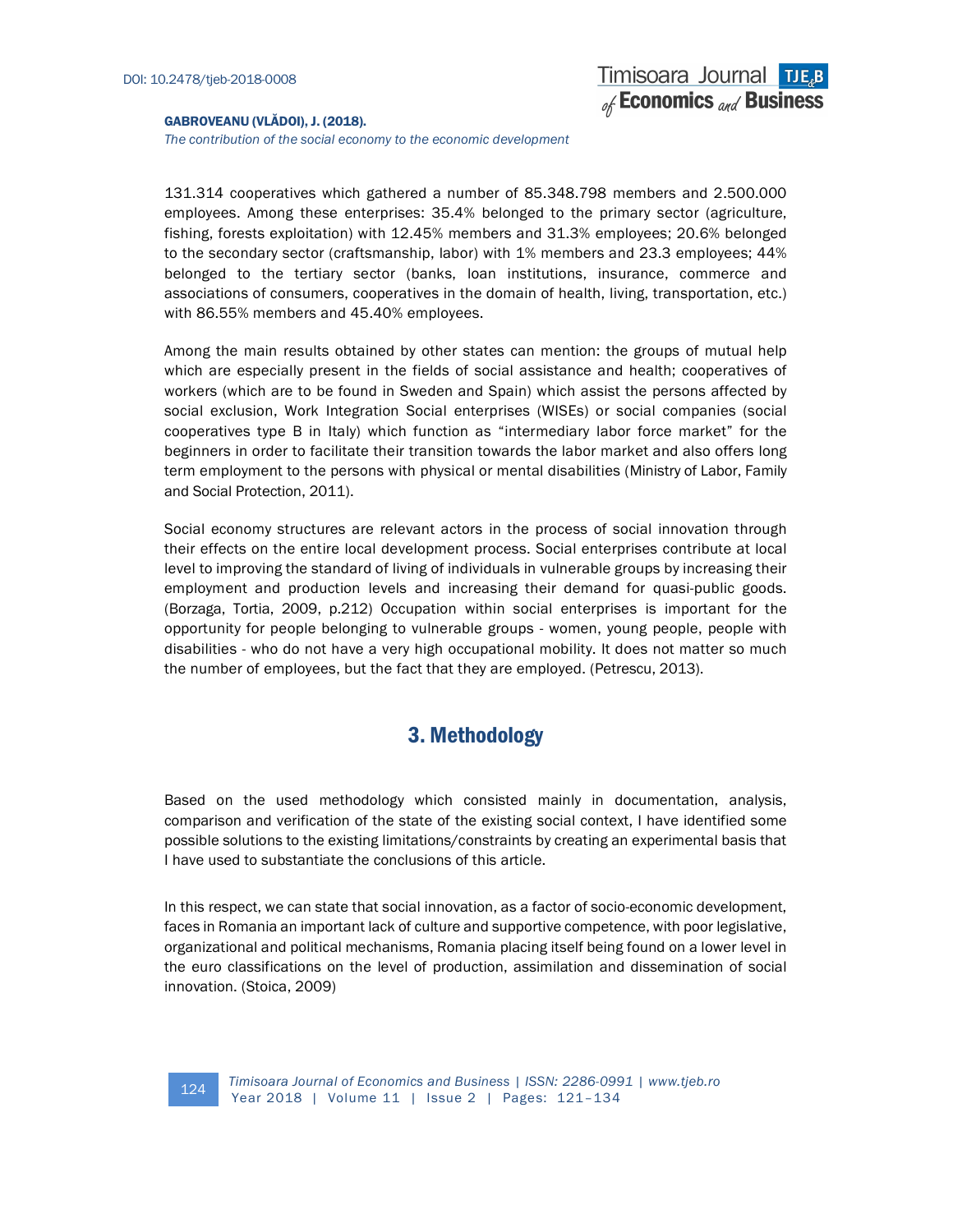131.314 cooperatives which gathered a number of 85.348.798 members and 2.500.000 employees. Among these enterprises: 35.4% belonged to the primary sector (agriculture, fishing, forests exploitation) with 12.45% members and 31.3% employees; 20.6% belonged to the secondary sector (craftsmanship, labor) with 1% members and 23.3 employees; 44% belonged to the tertiary sector (banks, loan institutions, insurance, commerce and associations of consumers, cooperatives in the domain of health, living, transportation, etc.) with 86.55% members and 45.40% employees.

Among the main results obtained by other states can mention: the groups of mutual help which are especially present in the fields of social assistance and health; cooperatives of workers (which are to be found in Sweden and Spain) which assist the persons affected by social exclusion, Work Integration Social enterprises (WISEs) or social companies (social cooperatives type B in Italy) which function as "intermediary labor force market" for the beginners in order to facilitate their transition towards the labor market and also offers long term employment to the persons with physical or mental disabilities (Ministry of Labor, Family and Social Protection, 2011).

Social economy structures are relevant actors in the process of social innovation through their effects on the entire local development process. Social enterprises contribute at local level to improving the standard of living of individuals in vulnerable groups by increasing their employment and production levels and increasing their demand for quasi-public goods. (Borzaga, Tortia, 2009, p.212) Occupation within social enterprises is important for the opportunity for people belonging to vulnerable groups - women, young people, people with disabilities - who do not have a very high occupational mobility. It does not matter so much the number of employees, but the fact that they are employed. (Petrescu, 2013).

## 3. Methodology

Based on the used methodology which consisted mainly in documentation, analysis, comparison and verification of the state of the existing social context, I have identified some possible solutions to the existing limitations/constraints by creating an experimental basis that I have used to substantiate the conclusions of this article.

In this respect, we can state that social innovation, as a factor of socio-economic development, faces in Romania an important lack of culture and supportive competence, with poor legislative, organizational and political mechanisms, Romania placing itself being found on a lower level in the euro classifications on the level of production, assimilation and dissemination of social innovation. (Stoica, 2009)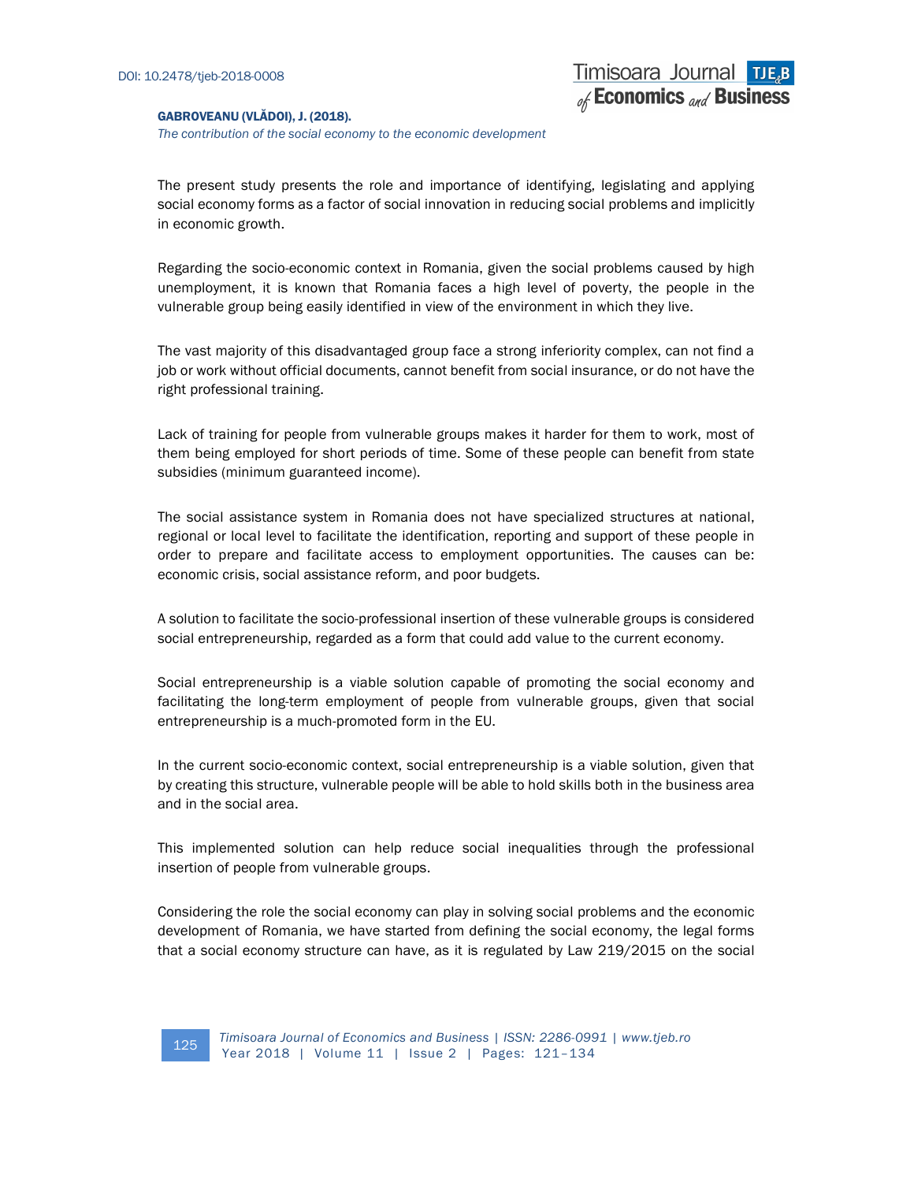The present study presents the role and importance of identifying, legislating and applying social economy forms as a factor of social innovation in reducing social problems and implicitly in economic growth.

Regarding the socio-economic context in Romania, given the social problems caused by high unemployment, it is known that Romania faces a high level of poverty, the people in the vulnerable group being easily identified in view of the environment in which they live.

The vast majority of this disadvantaged group face a strong inferiority complex, can not find a job or work without official documents, cannot benefit from social insurance, or do not have the right professional training.

Lack of training for people from vulnerable groups makes it harder for them to work, most of them being employed for short periods of time. Some of these people can benefit from state subsidies (minimum guaranteed income).

The social assistance system in Romania does not have specialized structures at national, regional or local level to facilitate the identification, reporting and support of these people in order to prepare and facilitate access to employment opportunities. The causes can be: economic crisis, social assistance reform, and poor budgets.

A solution to facilitate the socio-professional insertion of these vulnerable groups is considered social entrepreneurship, regarded as a form that could add value to the current economy.

Social entrepreneurship is a viable solution capable of promoting the social economy and facilitating the long-term employment of people from vulnerable groups, given that social entrepreneurship is a much-promoted form in the EU.

In the current socio-economic context, social entrepreneurship is a viable solution, given that by creating this structure, vulnerable people will be able to hold skills both in the business area and in the social area.

This implemented solution can help reduce social inequalities through the professional insertion of people from vulnerable groups.

Considering the role the social economy can play in solving social problems and the economic development of Romania, we have started from defining the social economy, the legal forms that a social economy structure can have, as it is regulated by Law 219/2015 on the social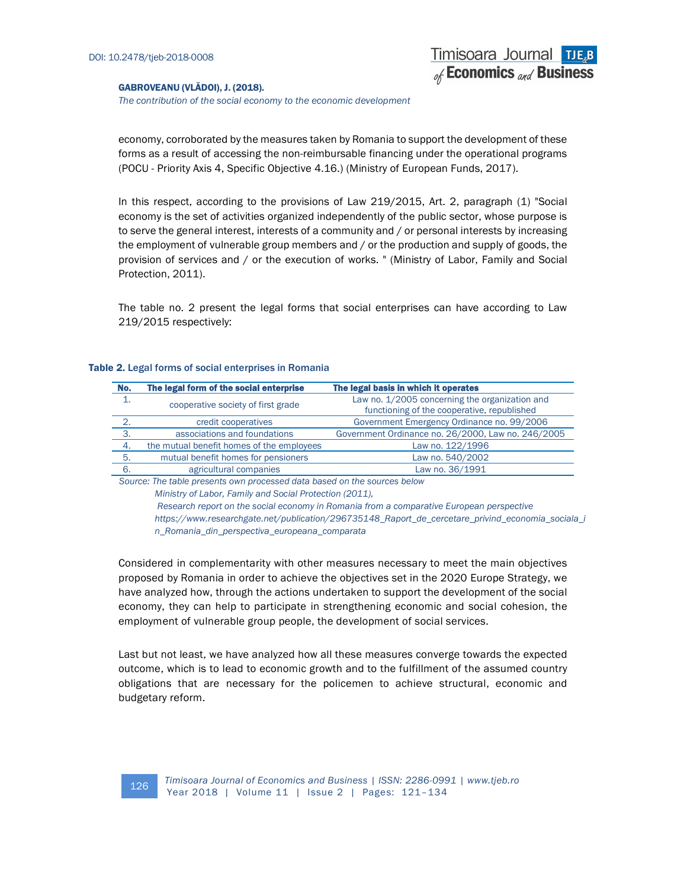economy, corroborated by the measures taken by Romania to support the development of these forms as a result of accessing the non-reimbursable financing under the operational programs (POCU - Priority Axis 4, Specific Objective 4.16.) (Ministry of European Funds, 2017).

In this respect, according to the provisions of Law 219/2015, Art. 2, paragraph (1) "Social economy is the set of activities organized independently of the public sector, whose purpose is to serve the general interest, interests of a community and / or personal interests by increasing the employment of vulnerable group members and / or the production and supply of goods, the provision of services and / or the execution of works. " (Ministry of Labor, Family and Social Protection, 2011).

The table no. 2 present the legal forms that social enterprises can have according to Law 219/2015 respectively:

**Table 2.** Legal forms of social enterprises in Romania

| No. | The legal form of the social enterprise | The legal basis in which it operates |
|---|---|---|
| 1. | cooperative society of first grade | Law no. 1/2005 concerning the organization and functioning of the cooperative, republished |
| 2. | credit cooperatives | Government Emergency Ordinance no. 99/2006 |
| 3. | associations and foundations | Government Ordinance no. 26/2000, Law no. 246/2005 |
| 4. | the mutual benefit homes of the employees | Law no. 122/1996 |
| 5. | mutual benefit homes for pensioners | Law no. 540/2002 |
| 6. | agricultural companies | Law no. 36/1991 |

*Source: The table presents own processed data based on the sources below*
*Ministry of Labor, Family and Social Protection (2011),*
*Research report on the social economy in Romania from a comparative European perspective*
*https://www.researchgate.net/publication/296735148_Raport_de_cercetare_privind_economia_sociala_in_Romania_din_perspectiva_europeana_comparata*

Considered in complementarity with other measures necessary to meet the main objectives proposed by Romania in order to achieve the objectives set in the 2020 Europe Strategy, we have analyzed how, through the actions undertaken to support the development of the social economy, they can help to participate in strengthening economic and social cohesion, the employment of vulnerable group people, the development of social services.

Last but not least, we have analyzed how all these measures converge towards the expected outcome, which is to lead to economic growth and to the fulfillment of the assumed country obligations that are necessary for the policemen to achieve structural, economic and budgetary reform.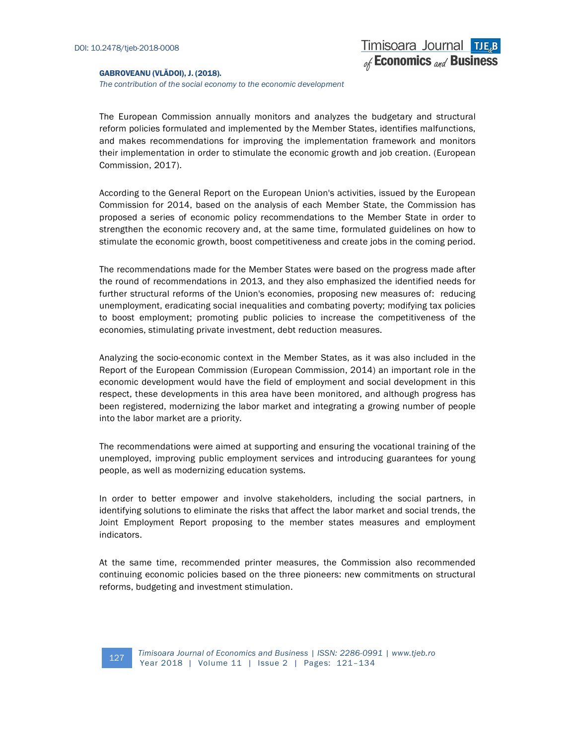The European Commission annually monitors and analyzes the budgetary and structural reform policies formulated and implemented by the Member States, identifies malfunctions, and makes recommendations for improving the implementation framework and monitors their implementation in order to stimulate the economic growth and job creation. (European Commission, 2017).

According to the General Report on the European Union's activities, issued by the European Commission for 2014, based on the analysis of each Member State, the Commission has proposed a series of economic policy recommendations to the Member State in order to strengthen the economic recovery and, at the same time, formulated guidelines on how to stimulate the economic growth, boost competitiveness and create jobs in the coming period.

The recommendations made for the Member States were based on the progress made after the round of recommendations in 2013, and they also emphasized the identified needs for further structural reforms of the Union's economies, proposing new measures of: reducing unemployment, eradicating social inequalities and combating poverty; modifying tax policies to boost employment; promoting public policies to increase the competitiveness of the economies, stimulating private investment, debt reduction measures.

Analyzing the socio-economic context in the Member States, as it was also included in the Report of the European Commission (European Commission, 2014) an important role in the economic development would have the field of employment and social development in this respect, these developments in this area have been monitored, and although progress has been registered, modernizing the labor market and integrating a growing number of people into the labor market are a priority.

The recommendations were aimed at supporting and ensuring the vocational training of the unemployed, improving public employment services and introducing guarantees for young people, as well as modernizing education systems.

In order to better empower and involve stakeholders, including the social partners, in identifying solutions to eliminate the risks that affect the labor market and social trends, the Joint Employment Report proposing to the member states measures and employment indicators.

At the same time, recommended printer measures, the Commission also recommended continuing economic policies based on the three pioneers: new commitments on structural reforms, budgeting and investment stimulation.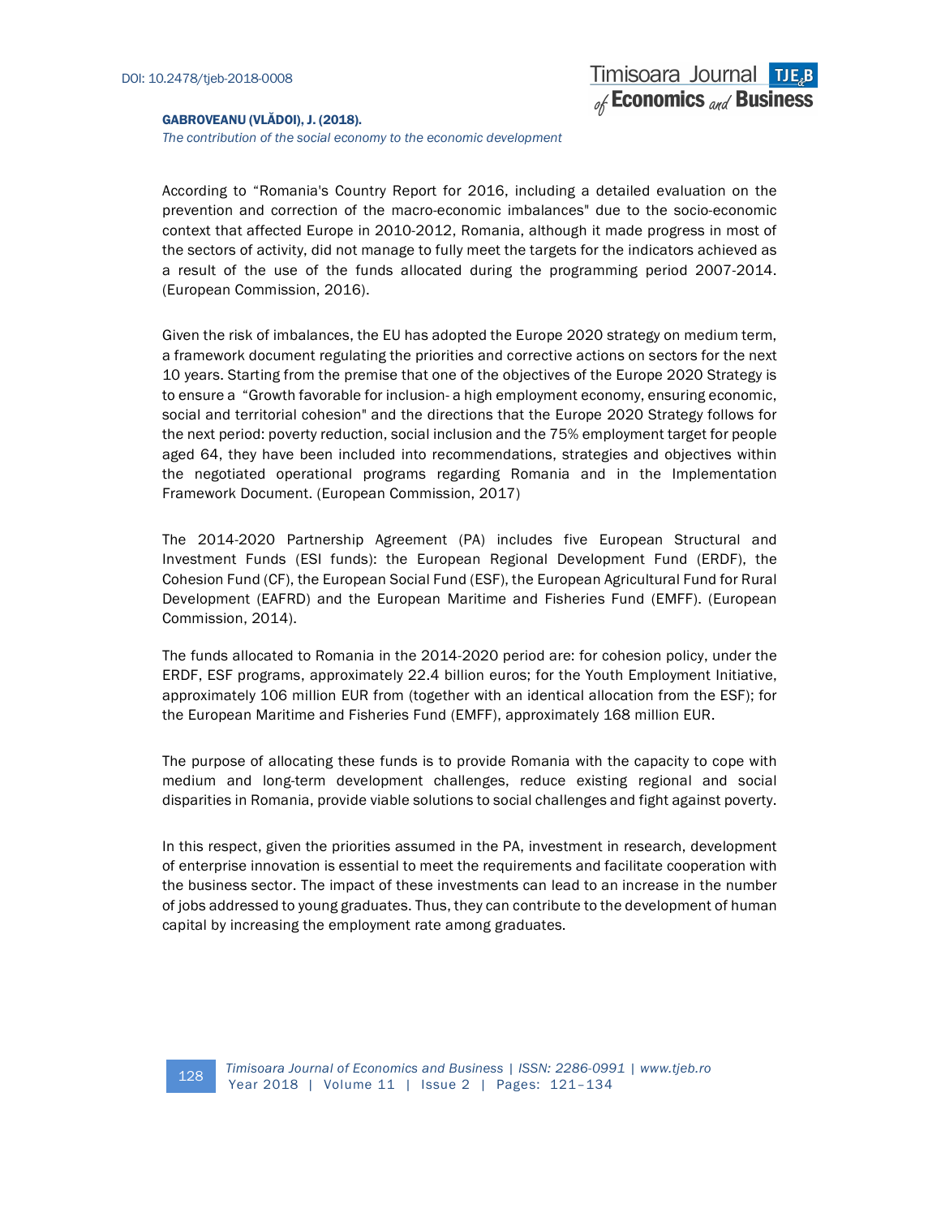According to "Romania's Country Report for 2016, including a detailed evaluation on the prevention and correction of the macro-economic imbalances" due to the socio-economic context that affected Europe in 2010-2012, Romania, although it made progress in most of the sectors of activity, did not manage to fully meet the targets for the indicators achieved as a result of the use of the funds allocated during the programming period 2007-2014. (European Commission, 2016).

Given the risk of imbalances, the EU has adopted the Europe 2020 strategy on medium term, a framework document regulating the priorities and corrective actions on sectors for the next 10 years. Starting from the premise that one of the objectives of the Europe 2020 Strategy is to ensure a "Growth favorable for inclusion- a high employment economy, ensuring economic, social and territorial cohesion" and the directions that the Europe 2020 Strategy follows for the next period: poverty reduction, social inclusion and the 75% employment target for people aged 64, they have been included into recommendations, strategies and objectives within the negotiated operational programs regarding Romania and in the Implementation Framework Document. (European Commission, 2017)

The 2014-2020 Partnership Agreement (PA) includes five European Structural and Investment Funds (ESI funds): the European Regional Development Fund (ERDF), the Cohesion Fund (CF), the European Social Fund (ESF), the European Agricultural Fund for Rural Development (EAFRD) and the European Maritime and Fisheries Fund (EMFF). (European Commission, 2014).

The funds allocated to Romania in the 2014-2020 period are: for cohesion policy, under the ERDF, ESF programs, approximately 22.4 billion euros; for the Youth Employment Initiative, approximately 106 million EUR from (together with an identical allocation from the ESF); for the European Maritime and Fisheries Fund (EMFF), approximately 168 million EUR.

The purpose of allocating these funds is to provide Romania with the capacity to cope with medium and long-term development challenges, reduce existing regional and social disparities in Romania, provide viable solutions to social challenges and fight against poverty.

In this respect, given the priorities assumed in the PA, investment in research, development of enterprise innovation is essential to meet the requirements and facilitate cooperation with the business sector. The impact of these investments can lead to an increase in the number of jobs addressed to young graduates. Thus, they can contribute to the development of human capital by increasing the employment rate among graduates.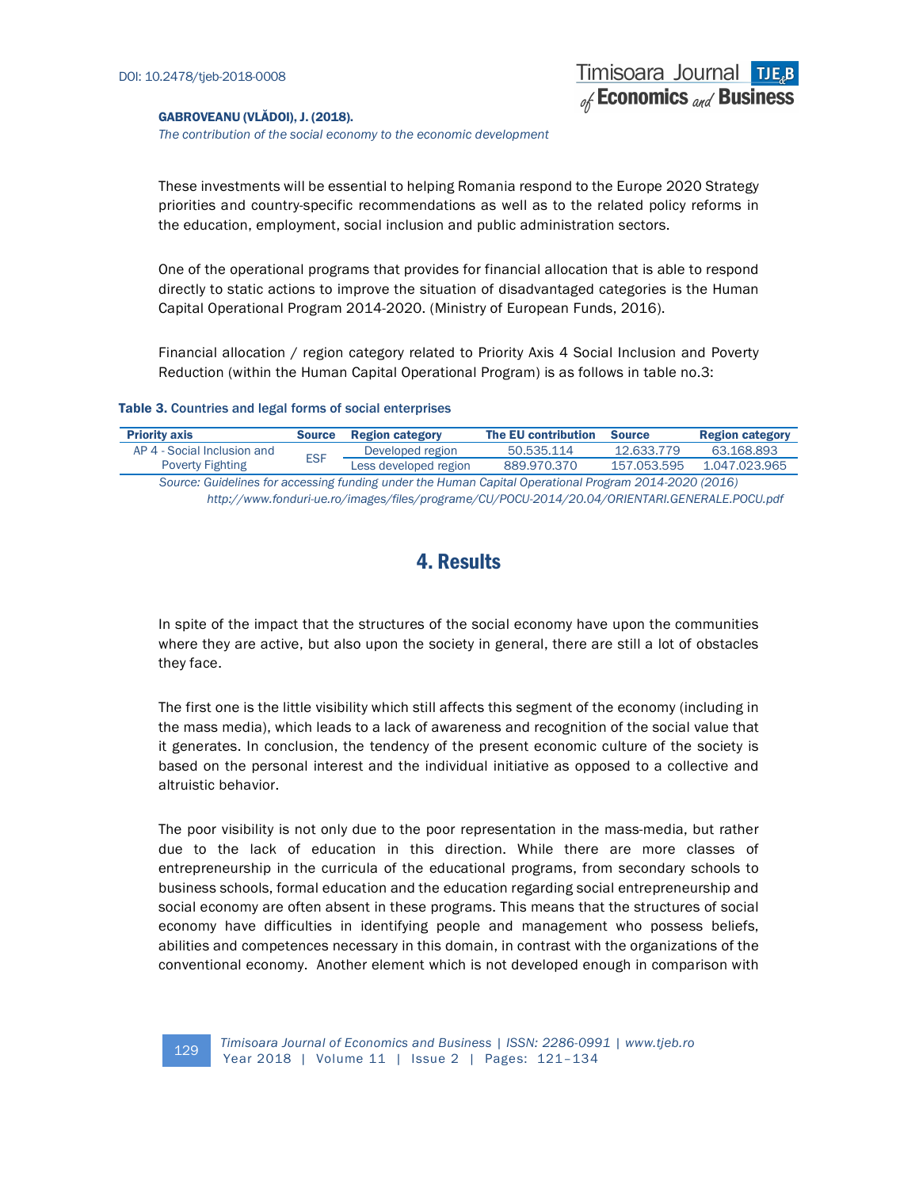These investments will be essential to helping Romania respond to the Europe 2020 Strategy priorities and country-specific recommendations as well as to the related policy reforms in the education, employment, social inclusion and public administration sectors.

One of the operational programs that provides for financial allocation that is able to respond directly to static actions to improve the situation of disadvantaged categories is the Human Capital Operational Program 2014-2020. (Ministry of European Funds, 2016).

Financial allocation / region category related to Priority Axis 4 Social Inclusion and Poverty Reduction (within the Human Capital Operational Program) is as follows in table no.3:

**Table 3.** Countries and legal forms of social enterprises

| Priority axis | Source | Region category | The EU contribution | Source | Region category |
|---|---|---|---|---|---|
| AP 4 - Social Inclusion and Poverty Fighting | ESF | Developed region | 50.535.114 | 12.633.779 | 63.168.893 |
| | | Less developed region | 889.970.370 | 157.053.595 | 1.047.023.965 |

*Source: Guidelines for accessing funding under the Human Capital Operational Program 2014-2020 (2016) http://www.fonduri-ue.ro/images/files/programe/CU/POCU-2014/20.04/ORIENTARI.GENERALE.POCU.pdf*

# 4. Results

In spite of the impact that the structures of the social economy have upon the communities where they are active, but also upon the society in general, there are still a lot of obstacles they face.

The first one is the little visibility which still affects this segment of the economy (including in the mass media), which leads to a lack of awareness and recognition of the social value that it generates. In conclusion, the tendency of the present economic culture of the society is based on the personal interest and the individual initiative as opposed to a collective and altruistic behavior.

The poor visibility is not only due to the poor representation in the mass-media, but rather due to the lack of education in this direction. While there are more classes of entrepreneurship in the curricula of the educational programs, from secondary schools to business schools, formal education and the education regarding social entrepreneurship and social economy are often absent in these programs. This means that the structures of social economy have difficulties in identifying people and management who possess beliefs, abilities and competences necessary in this domain, in contrast with the organizations of the conventional economy. Another element which is not developed enough in comparison with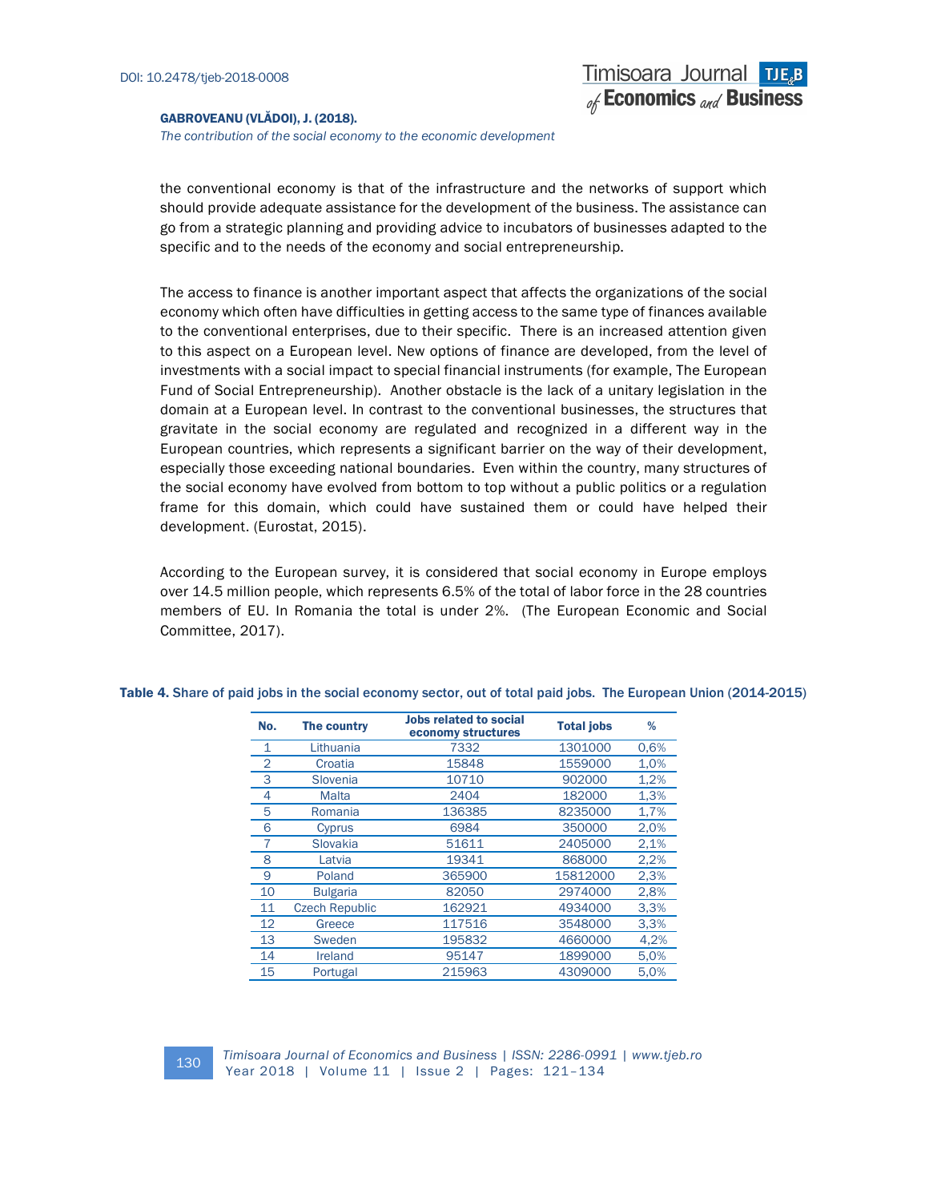the conventional economy is that of the infrastructure and the networks of support which should provide adequate assistance for the development of the business. The assistance can go from a strategic planning and providing advice to incubators of businesses adapted to the specific and to the needs of the economy and social entrepreneurship.

The access to finance is another important aspect that affects the organizations of the social economy which often have difficulties in getting access to the same type of finances available to the conventional enterprises, due to their specific. There is an increased attention given to this aspect on a European level. New options of finance are developed, from the level of investments with a social impact to special financial instruments (for example, The European Fund of Social Entrepreneurship). Another obstacle is the lack of a unitary legislation in the domain at a European level. In contrast to the conventional businesses, the structures that gravitate in the social economy are regulated and recognized in a different way in the European countries, which represents a significant barrier on the way of their development, especially those exceeding national boundaries. Even within the country, many structures of the social economy have evolved from bottom to top without a public politics or a regulation frame for this domain, which could have sustained them or could have helped their development. (Eurostat, 2015).

According to the European survey, it is considered that social economy in Europe employs over 14.5 million people, which represents 6.5% of the total of labor force in the 28 countries members of EU. In Romania the total is under 2%. (The European Economic and Social Committee, 2017).

**Table 4.** Share of paid jobs in the social economy sector, out of total paid jobs. The European Union (2014-2015)

| No. | The country | Jobs related to social economy structures | Total jobs | % |
|---|---|---|---|---|
| 1 | Lithuania | 7332 | 1301000 | 0,6% |
| 2 | Croatia | 15848 | 1559000 | 1,0% |
| 3 | Slovenia | 10710 | 902000 | 1,2% |
| 4 | Malta | 2404 | 182000 | 1,3% |
| 5 | Romania | 136385 | 8235000 | 1,7% |
| 6 | Cyprus | 6984 | 350000 | 2,0% |
| 7 | Slovakia | 51611 | 2405000 | 2,1% |
| 8 | Latvia | 19341 | 868000 | 2,2% |
| 9 | Poland | 365900 | 15812000 | 2,3% |
| 10 | Bulgaria | 82050 | 2974000 | 2,8% |
| 11 | Czech Republic | 162921 | 4934000 | 3,3% |
| 12 | Greece | 117516 | 3548000 | 3,3% |
| 13 | Sweden | 195832 | 4660000 | 4,2% |
| 14 | Ireland | 95147 | 1899000 | 5,0% |
| 15 | Portugal | 215963 | 4309000 | 5,0% |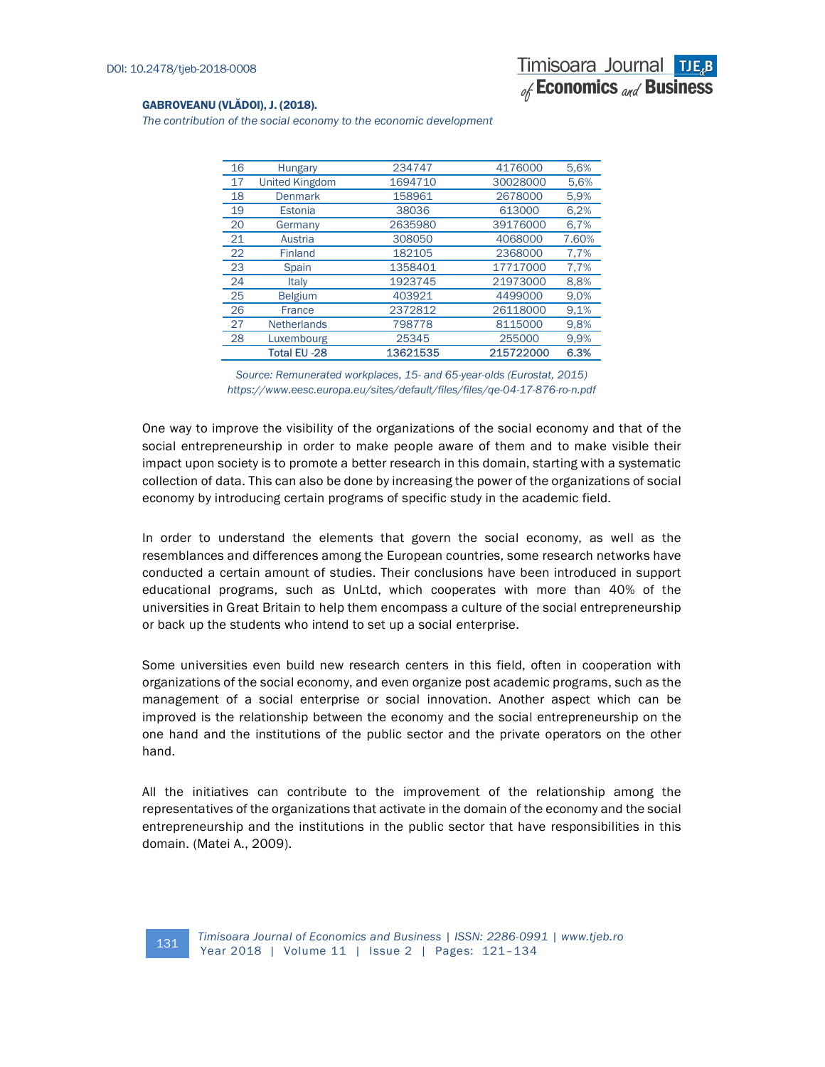| 16 | Hungary | 234747 | 4176000 | 5,6% |
|---|---|---|---|---|
| 17 | United Kingdom | 1694710 | 30028000 | 5,6% |
| 18 | Denmark | 158961 | 2678000 | 5,9% |
| 19 | Estonia | 38036 | 613000 | 6,2% |
| 20 | Germany | 2635980 | 39176000 | 6,7% |
| 21 | Austria | 308050 | 4068000 | 7.60% |
| 22 | Finland | 182105 | 2368000 | 7,7% |
| 23 | Spain | 1358401 | 17717000 | 7,7% |
| 24 | Italy | 1923745 | 21973000 | 8,8% |
| 25 | Belgium | 403921 | 4499000 | 9,0% |
| 26 | France | 2372812 | 26118000 | 9,1% |
| 27 | Netherlands | 798778 | 8115000 | 9,8% |
| 28 | Luxembourg | 25345 | 255000 | 9,9% |
| | **Total EU -28** | **13621535** | **215722000** | **6.3%** |

*Source: Remunerated workplaces, 15- and 65-year-olds (Eurostat, 2015)*
*https://www.eesc.europa.eu/sites/default/files/files/qe-04-17-876-ro-n.pdf*

One way to improve the visibility of the organizations of the social economy and that of the social entrepreneurship in order to make people aware of them and to make visible their impact upon society is to promote a better research in this domain, starting with a systematic collection of data. This can also be done by increasing the power of the organizations of social economy by introducing certain programs of specific study in the academic field.

In order to understand the elements that govern the social economy, as well as the resemblances and differences among the European countries, some research networks have conducted a certain amount of studies. Their conclusions have been introduced in support educational programs, such as UnLtd, which cooperates with more than 40% of the universities in Great Britain to help them encompass a culture of the social entrepreneurship or back up the students who intend to set up a social enterprise.

Some universities even build new research centers in this field, often in cooperation with organizations of the social economy, and even organize post academic programs, such as the management of a social enterprise or social innovation. Another aspect which can be improved is the relationship between the economy and the social entrepreneurship on the one hand and the institutions of the public sector and the private operators on the other hand.

All the initiatives can contribute to the improvement of the relationship among the representatives of the organizations that activate in the domain of the economy and the social entrepreneurship and the institutions in the public sector that have responsibilities in this domain. (Matei A., 2009).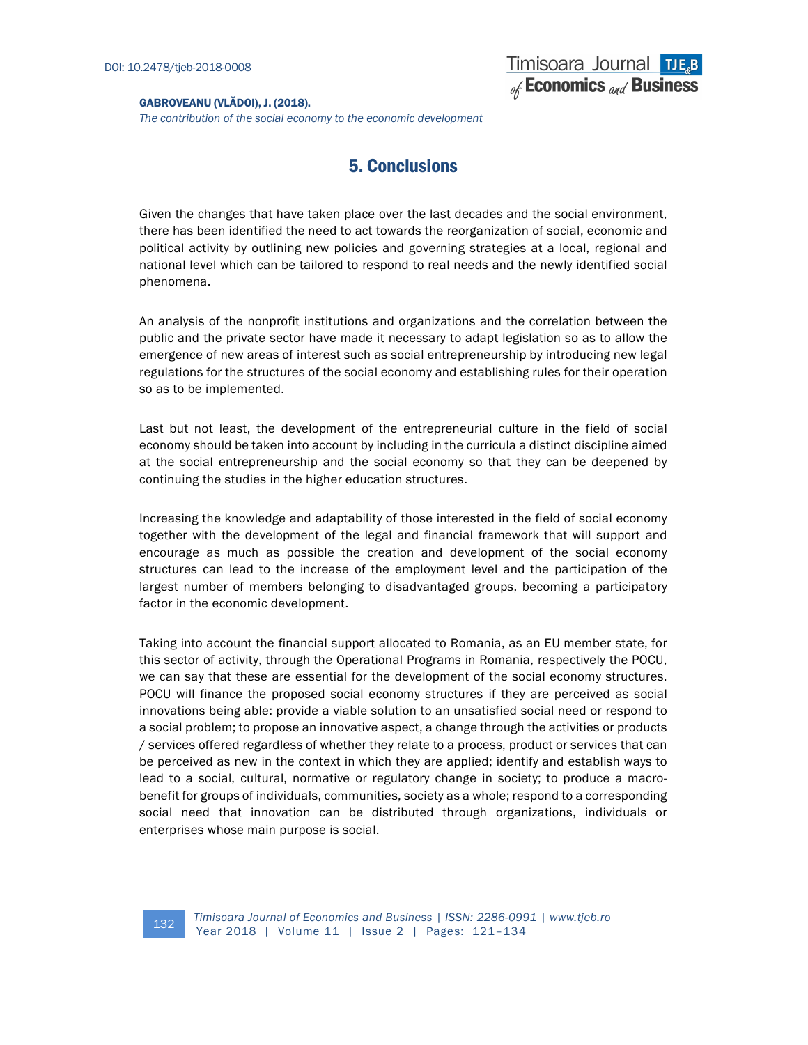## 5. Conclusions

Given the changes that have taken place over the last decades and the social environment, there has been identified the need to act towards the reorganization of social, economic and political activity by outlining new policies and governing strategies at a local, regional and national level which can be tailored to respond to real needs and the newly identified social phenomena.

An analysis of the nonprofit institutions and organizations and the correlation between the public and the private sector have made it necessary to adapt legislation so as to allow the emergence of new areas of interest such as social entrepreneurship by introducing new legal regulations for the structures of the social economy and establishing rules for their operation so as to be implemented.

Last but not least, the development of the entrepreneurial culture in the field of social economy should be taken into account by including in the curricula a distinct discipline aimed at the social entrepreneurship and the social economy so that they can be deepened by continuing the studies in the higher education structures.

Increasing the knowledge and adaptability of those interested in the field of social economy together with the development of the legal and financial framework that will support and encourage as much as possible the creation and development of the social economy structures can lead to the increase of the employment level and the participation of the largest number of members belonging to disadvantaged groups, becoming a participatory factor in the economic development.

Taking into account the financial support allocated to Romania, as an EU member state, for this sector of activity, through the Operational Programs in Romania, respectively the POCU, we can say that these are essential for the development of the social economy structures. POCU will finance the proposed social economy structures if they are perceived as social innovations being able: provide a viable solution to an unsatisfied social need or respond to a social problem; to propose an innovative aspect, a change through the activities or products / services offered regardless of whether they relate to a process, product or services that can be perceived as new in the context in which they are applied; identify and establish ways to lead to a social, cultural, normative or regulatory change in society; to produce a macro-benefit for groups of individuals, communities, society as a whole; respond to a corresponding social need that innovation can be distributed through organizations, individuals or enterprises whose main purpose is social.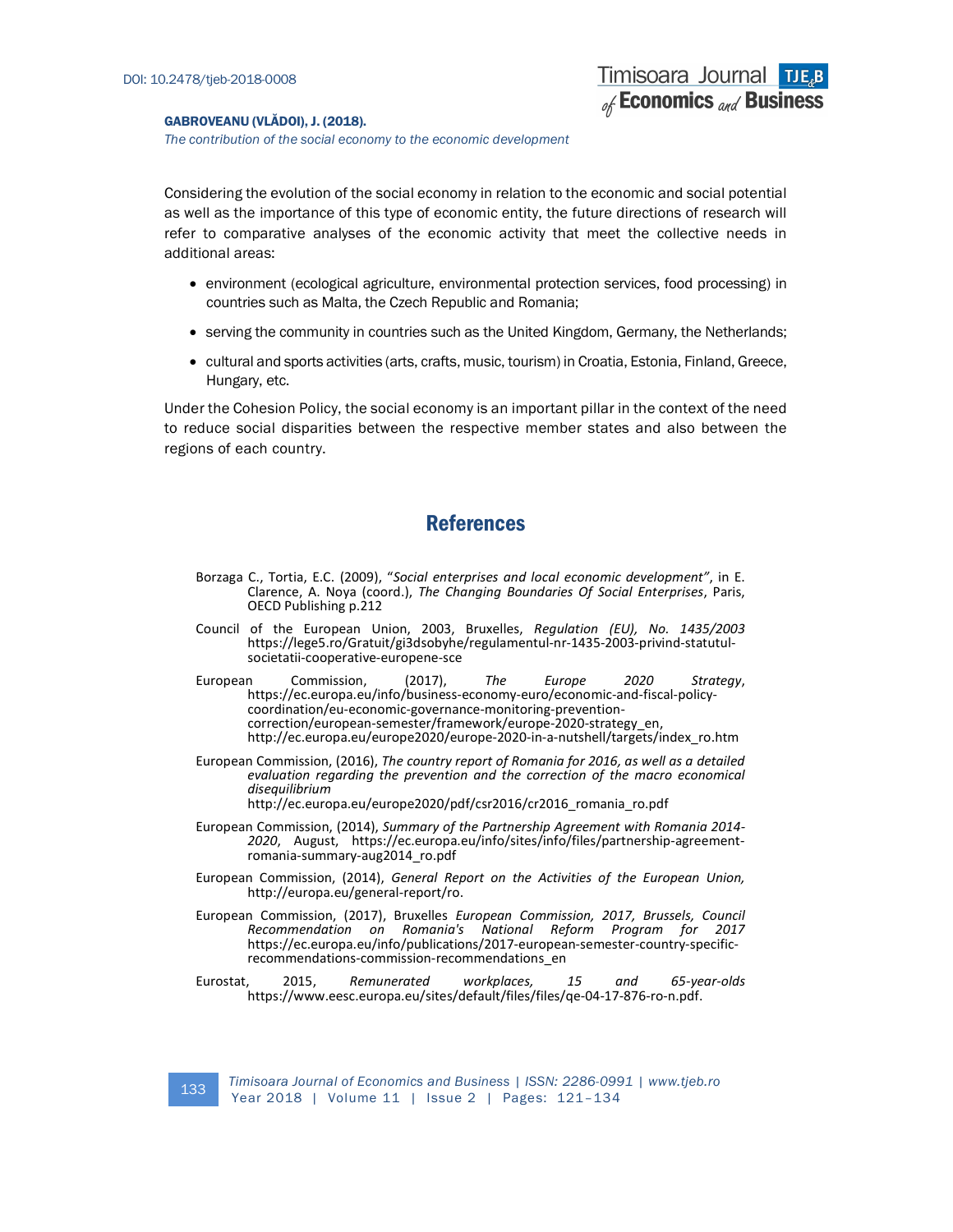Considering the evolution of the social economy in relation to the economic and social potential as well as the importance of this type of economic entity, the future directions of research will refer to comparative analyses of the economic activity that meet the collective needs in additional areas:

- environment (ecological agriculture, environmental protection services, food processing) in countries such as Malta, the Czech Republic and Romania;
- serving the community in countries such as the United Kingdom, Germany, the Netherlands;
- cultural and sports activities (arts, crafts, music, tourism) in Croatia, Estonia, Finland, Greece, Hungary, etc.

Under the Cohesion Policy, the social economy is an important pillar in the context of the need to reduce social disparities between the respective member states and also between the regions of each country.

## References

Borzaga C., Tortia, E.C. (2009), "*Social enterprises and local economic development"*, in E. Clarence, A. Noya (coord.), *The Changing Boundaries Of Social Enterprises*, Paris, OECD Publishing p.212

Council of the European Union, 2003, Bruxelles, *Regulation (EU), No. 1435/2003* https://lege5.ro/Gratuit/gi3dsobyhe/regulamentul-nr-1435-2003-privind-statutul-societatii-cooperative-europene-sce

European Commission, (2017), *The Europe 2020 Strategy*, https://ec.europa.eu/info/business-economy-euro/economic-and-fiscal-policy-coordination/eu-economic-governance-monitoring-prevention-correction/european-semester/framework/europe-2020-strategy_en, http://ec.europa.eu/europe2020/europe-2020-in-a-nutshell/targets/index_ro.htm

European Commission, (2016), *The country report of Romania for 2016, as well as a detailed evaluation regarding the prevention and the correction of the macro economical disequilibrium* http://ec.europa.eu/europe2020/pdf/csr2016/cr2016_romania_ro.pdf

European Commission, (2014), *Summary of the Partnership Agreement with Romania 2014-2020*, August, https://ec.europa.eu/info/sites/info/files/partnership-agreement-romania-summary-aug2014_ro.pdf

European Commission, (2014), *General Report on the Activities of the European Union,* http://europa.eu/general-report/ro.

European Commission, (2017), Bruxelles *European Commission, 2017, Brussels, Council Recommendation on Romania's National Reform Program for 2017* https://ec.europa.eu/info/publications/2017-european-semester-country-specific-recommendations-commission-recommendations_en

Eurostat, 2015, *Remunerated workplaces, 15 and 65-year-olds* https://www.eesc.europa.eu/sites/default/files/files/qe-04-17-876-ro-n.pdf.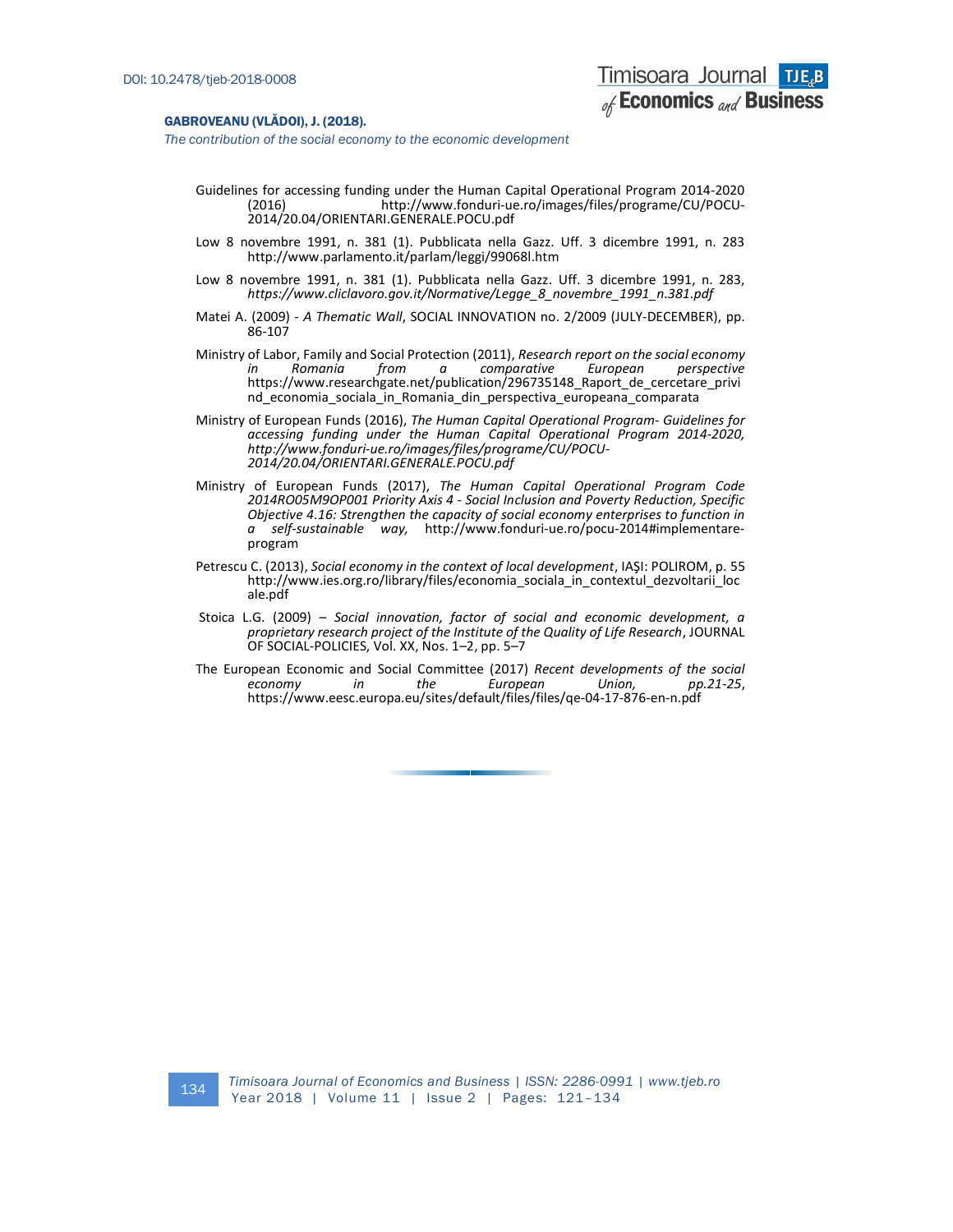Guidelines for accessing funding under the Human Capital Operational Program 2014-2020 (2016) http://www.fonduri-ue.ro/images/files/programe/CU/POCU-2014/20.04/ORIENTARI.GENERALE.POCU.pdf

Low 8 novembre 1991, n. 381 (1). Pubblicata nella Gazz. Uff. 3 dicembre 1991, n. 283 http://www.parlamento.it/parlam/leggi/99068l.htm

Low 8 novembre 1991, n. 381 (1). Pubblicata nella Gazz. Uff. 3 dicembre 1991, n. 283, *https://www.cliclavoro.gov.it/Normative/Legge_8_novembre_1991_n.381.pdf*

Matei A. (2009) - *A Thematic Wall*, SOCIAL INNOVATION no. 2/2009 (JULY-DECEMBER), pp. 86-107

Ministry of Labor, Family and Social Protection (2011), *Research report on the social economy in Romania from a comparative European perspective* https://www.researchgate.net/publication/296735148_Raport_de_cercetare_privind_economia_sociala_in_Romania_din_perspectiva_europeana_comparata

Ministry of European Funds (2016), *The Human Capital Operational Program- Guidelines for accessing funding under the Human Capital Operational Program 2014-2020, http://www.fonduri-ue.ro/images/files/programe/CU/POCU-2014/20.04/ORIENTARI.GENERALE.POCU.pdf*

Ministry of European Funds (2017), *The Human Capital Operational Program Code 2014RO05M9OP001 Priority Axis 4 - Social Inclusion and Poverty Reduction, Specific Objective 4.16: Strengthen the capacity of social economy enterprises to function in a self-sustainable way,* http://www.fonduri-ue.ro/pocu-2014#implementare-program

Petrescu C. (2013), *Social economy in the context of local development*, IAŞI: POLIROM, p. 55 http://www.ies.org.ro/library/files/economia_sociala_in_contextul_dezvoltarii_locale.pdf

Stoica L.G. (2009) – *Social innovation, factor of social and economic development, a proprietary research project of the Institute of the Quality of Life Research*, JOURNAL OF SOCIAL-POLICIES, Vol. XX, Nos. 1–2, pp. 5–7

The European Economic and Social Committee (2017) *Recent developments of the social economy in the European Union, pp.21-25*, https://www.eesc.europa.eu/sites/default/files/files/qe-04-17-876-en-n.pdf